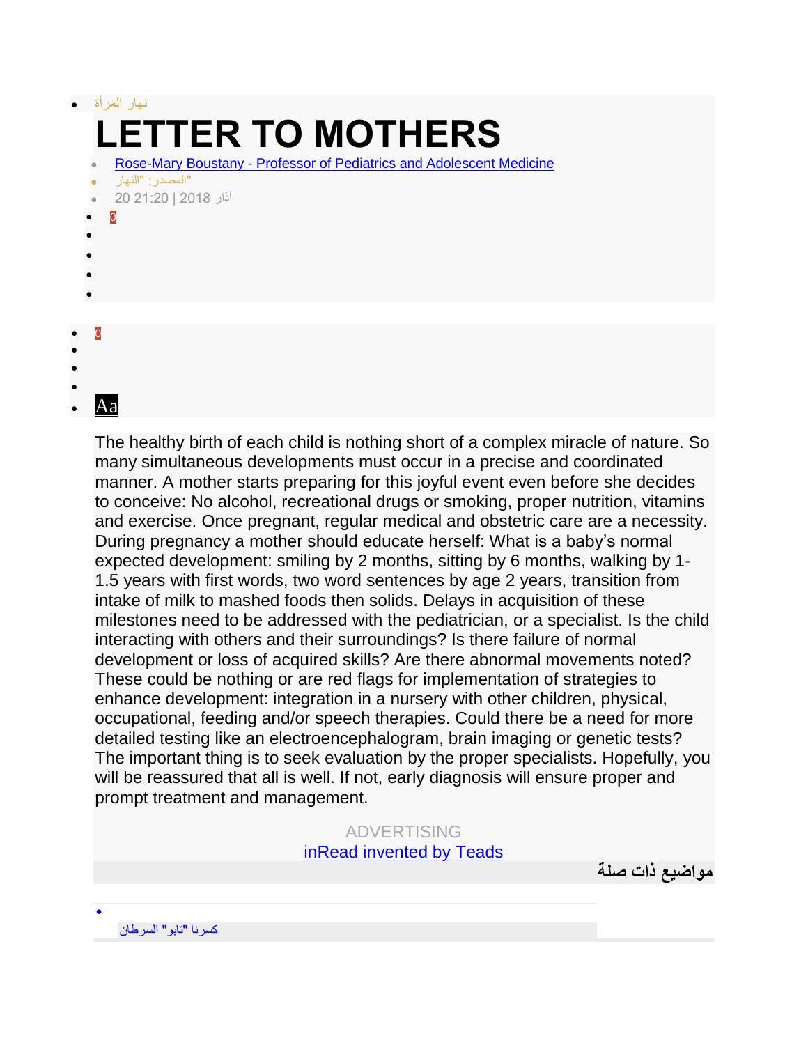- نهار المرأة

# LETTER TO MOTHERS

- Rose-Mary Boustany - Professor of Pediatrics and Adolescent Medicine
- المصدر: "النهار"
- 20 آذار 2018 | 21:20
- 0

- 0
- Aa

The healthy birth of each child is nothing short of a complex miracle of nature. So many simultaneous developments must occur in a precise and coordinated manner. A mother starts preparing for this joyful event even before she decides to conceive: No alcohol, recreational drugs or smoking, proper nutrition, vitamins and exercise. Once pregnant, regular medical and obstetric care are a necessity. During pregnancy a mother should educate herself: What is a baby's normal expected development: smiling by 2 months, sitting by 6 months, walking by 1-1.5 years with first words, two word sentences by age 2 years, transition from intake of milk to mashed foods then solids. Delays in acquisition of these milestones need to be addressed with the pediatrician, or a specialist. Is the child interacting with others and their surroundings? Is there failure of normal development or loss of acquired skills? Are there abnormal movements noted? These could be nothing or are red flags for implementation of strategies to enhance development: integration in a nursery with other children, physical, occupational, feeding and/or speech therapies. Could there be a need for more detailed testing like an electroencephalogram, brain imaging or genetic tests? The important thing is to seek evaluation by the proper specialists. Hopefully, you will be reassured that all is well. If not, early diagnosis will ensure proper and prompt treatment and management.

ADVERTISING
inRead invented by Teads

**مواضيع ذات صلة**

- كسرنا "تابو" السرطان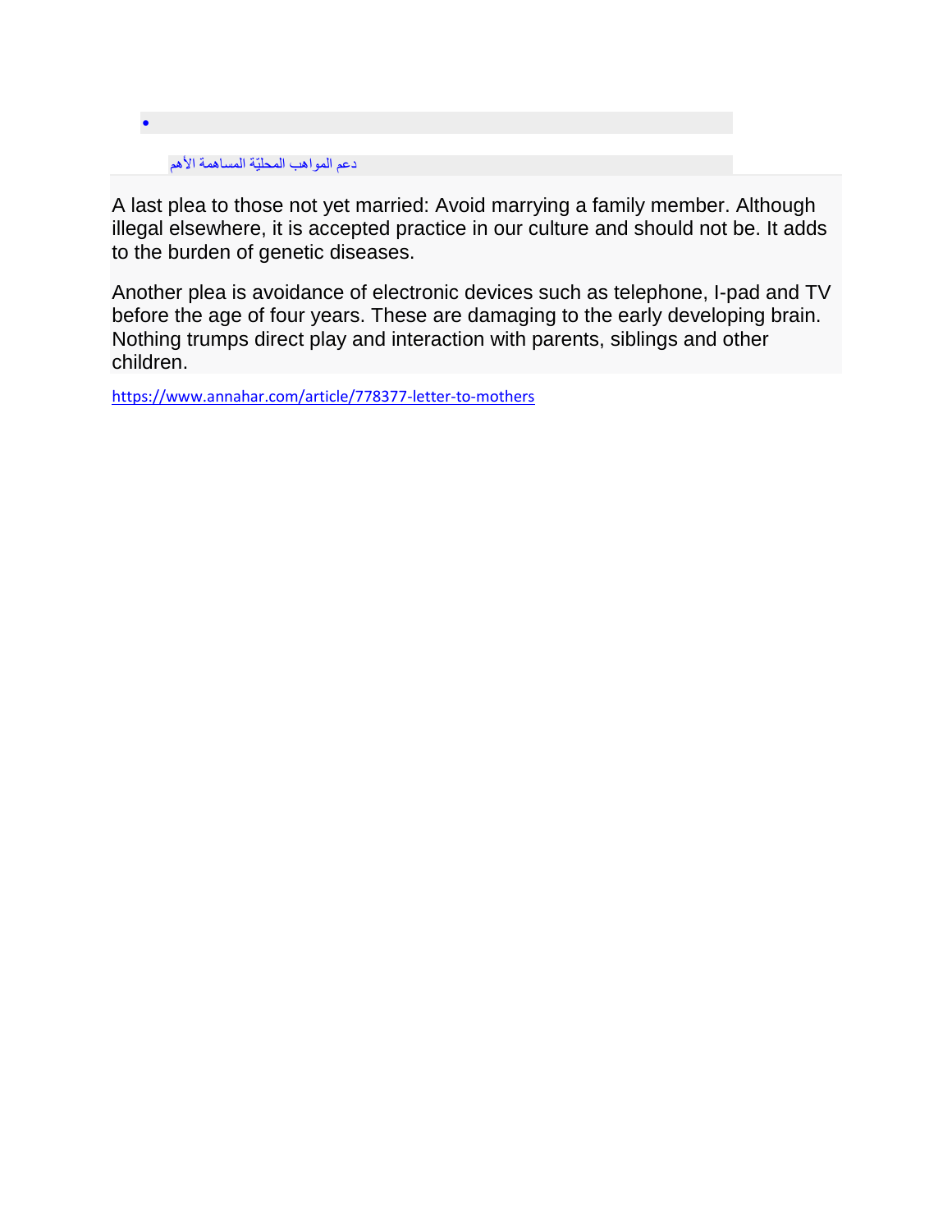- 

دعم المواهب المحليّة المساهمة الأهم

A last plea to those not yet married: Avoid marrying a family member. Although illegal elsewhere, it is accepted practice in our culture and should not be. It adds to the burden of genetic diseases.

Another plea is avoidance of electronic devices such as telephone, I-pad and TV before the age of four years. These are damaging to the early developing brain. Nothing trumps direct play and interaction with parents, siblings and other children.

https://www.annahar.com/article/778377-letter-to-mothers